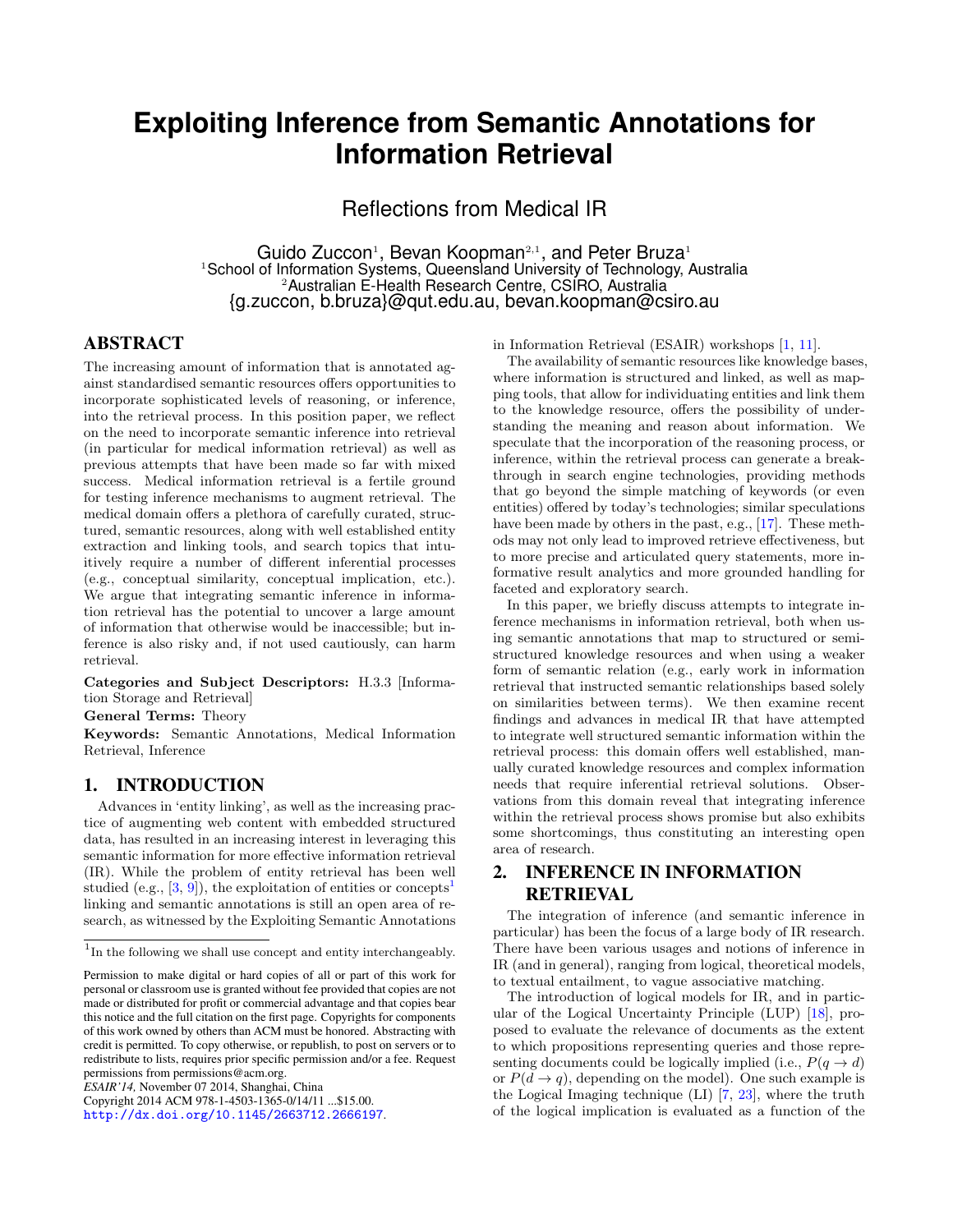# Exploiting Inference from Semantic Annotations for Information Retrieval

## Reflections from Medical IR

Guido Zuccon[1], Bevan Koopman[2,1], and Peter Bruza[1]
[1]School of Information Systems, Queensland University of Technology, Australia
[2]Australian E-Health Research Centre, CSIRO, Australia
{g.zuccon, b.bruza}@qut.edu.au, bevan.koopman@csiro.au

## ABSTRACT

The increasing amount of information that is annotated against standardised semantic resources offers opportunities to incorporate sophisticated levels of reasoning, or inference, into the retrieval process. In this position paper, we reflect on the need to incorporate semantic inference into retrieval (in particular for medical information retrieval) as well as previous attempts that have been made so far with mixed success. Medical information retrieval is a fertile ground for testing inference mechanisms to augment retrieval. The medical domain offers a plethora of carefully curated, structured, semantic resources, along with well established entity extraction and linking tools, and search topics that intuitively require a number of different inferential processes (e.g., conceptual similarity, conceptual implication, etc.). We argue that integrating semantic inference in information retrieval has the potential to uncover a large amount of information that otherwise would be inaccessible; but inference is also risky and, if not used cautiously, can harm retrieval.

**Categories and Subject Descriptors:** H.3.3 [Information Storage and Retrieval]

**General Terms:** Theory

**Keywords:** Semantic Annotations, Medical Information Retrieval, Inference

## 1. INTRODUCTION

Advances in 'entity linking', as well as the increasing practice of augmenting web content with embedded structured data, has resulted in an increasing interest in leveraging this semantic information for more effective information retrieval (IR). While the problem of entity retrieval has been well studied (e.g., [3, 9]), the exploitation of entities or concepts[1] linking and semantic annotations is still an open area of research, as witnessed by the Exploiting Semantic Annotations in Information Retrieval (ESAIR) workshops [1, 11].

The availability of semantic resources like knowledge bases, where information is structured and linked, as well as mapping tools, that allow for individuating entities and link them to the knowledge resource, offers the possibility of understanding the meaning and reason about information. We speculate that the incorporation of the reasoning process, or inference, within the retrieval process can generate a breakthrough in search engine technologies, providing methods that go beyond the simple matching of keywords (or even entities) offered by today's technologies; similar speculations have been made by others in the past, e.g., [17]. These methods may not only lead to improved retrieve effectiveness, but to more precise and articulated query statements, more informative result analytics and more grounded handling for faceted and exploratory search.

In this paper, we briefly discuss attempts to integrate inference mechanisms in information retrieval, both when using semantic annotations that map to structured or semi-structured knowledge resources and when using a weaker form of semantic relation (e.g., early work in information retrieval that instructed semantic relationships based solely on similarities between terms). We then examine recent findings and advances in medical IR that have attempted to integrate well structured semantic information within the retrieval process: this domain offers well established, manually curated knowledge resources and complex information needs that require inferential retrieval solutions. Observations from this domain reveal that integrating inference within the retrieval process shows promise but also exhibits some shortcomings, thus constituting an interesting open area of research.

## 2. INFERENCE IN INFORMATION RETRIEVAL

The integration of inference (and semantic inference in particular) has been the focus of a large body of IR research. There have been various usages and notions of inference in IR (and in general), ranging from logical, theoretical models, to textual entailment, to vague associative matching.

The introduction of logical models for IR, and in particular of the Logical Uncertainty Principle (LUP) [18], proposed to evaluate the relevance of documents as the extent to which propositions representing queries and those representing documents could be logically implied (i.e., $P(q \rightarrow d)$ or $P(d \rightarrow q)$, depending on the model). One such example is the Logical Imaging technique (LI) [7, 23], where the truth of the logical implication is evaluated as a function of the

---

[1]In the following we shall use concept and entity interchangeably.

Permission to make digital or hard copies of all or part of this work for personal or classroom use is granted without fee provided that copies are not made or distributed for profit or commercial advantage and that copies bear this notice and the full citation on the first page. Copyrights for components of this work owned by others than ACM must be honored. Abstracting with credit is permitted. To copy otherwise, or republish, to post on servers or to redistribute to lists, requires prior specific permission and/or a fee. Request permissions from permissions@acm.org.
*ESAIR'14,* November 07 2014, Shanghai, China
Copyright 2014 ACM 978-1-4503-1365-0/14/11 ...$15.00.
http://dx.doi.org/10.1145/2663712.2666197.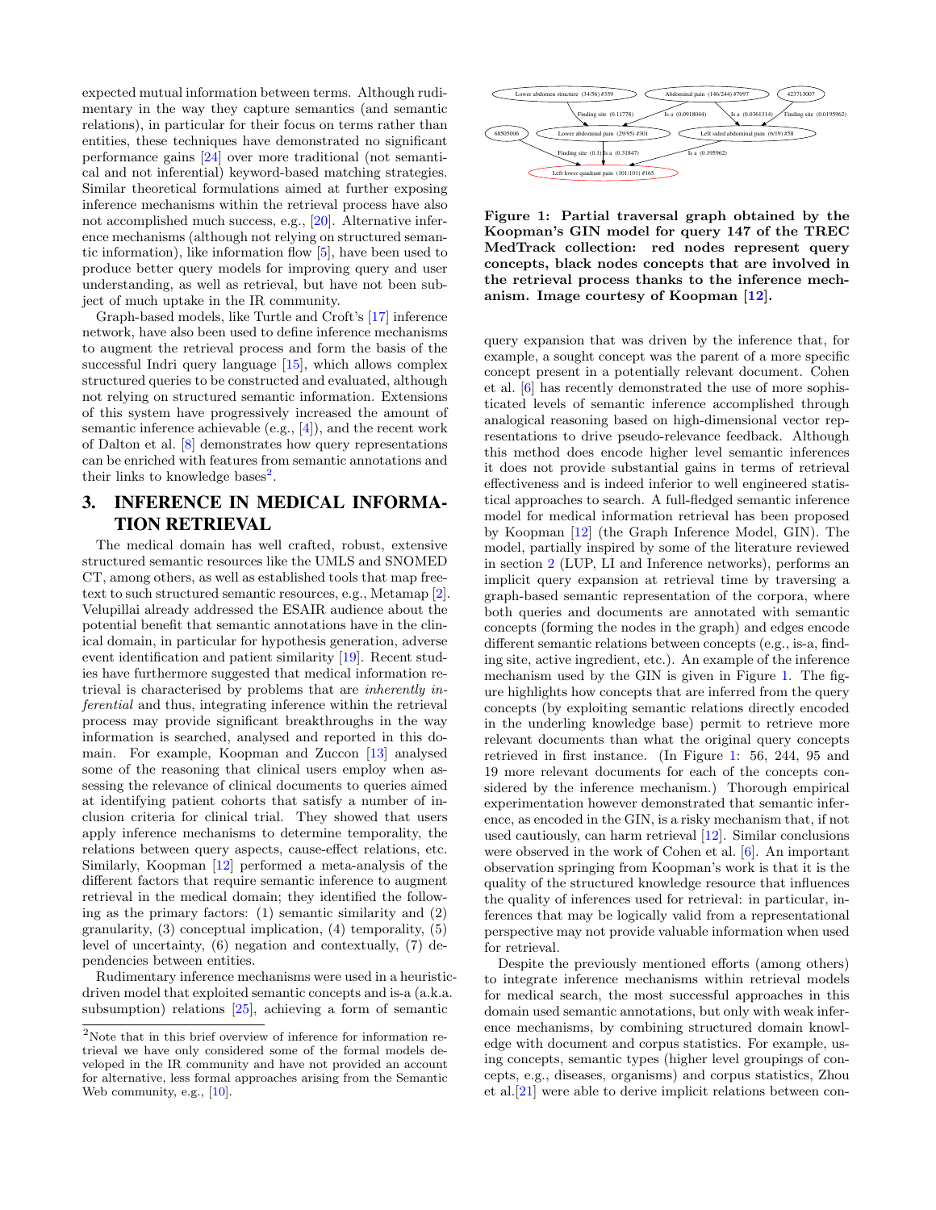expected mutual information between terms. Although rudimentary in the way they capture semantics (and semantic relations), in particular for their focus on terms rather than entities, these techniques have demonstrated no significant performance gains [24] over more traditional (not semantical and not inferential) keyword-based matching strategies. Similar theoretical formulations aimed at further exposing inference mechanisms within the retrieval process have also not accomplished much success, e.g., [20]. Alternative inference mechanisms (although not relying on structured semantic information), like information flow [5], have been used to produce better query models for improving query and user understanding, as well as retrieval, but have not been subject of much uptake in the IR community.

Graph-based models, like Turtle and Croft's [17] inference network, have also been used to define inference mechanisms to augment the retrieval process and form the basis of the successful Indri query language [15], which allows complex structured queries to be constructed and evaluated, although not relying on structured semantic information. Extensions of this system have progressively increased the amount of semantic inference achievable (e.g., [4]), and the recent work of Dalton et al. [8] demonstrates how query representations can be enriched with features from semantic annotations and their links to knowledge bases[2].

# 3. INFERENCE IN MEDICAL INFORMATION RETRIEVAL

The medical domain has well crafted, robust, extensive structured semantic resources like the UMLS and SNOMED CT, among others, as well as established tools that map free-text to such structured semantic resources, e.g., Metamap [2]. Velupillai already addressed the ESAIR audience about the potential benefit that semantic annotations have in the clinical domain, in particular for hypothesis generation, adverse event identification and patient similarity [19]. Recent studies have furthermore suggested that medical information retrieval is characterised by problems that are *inherently inferential* and thus, integrating inference within the retrieval process may provide significant breakthroughs in the way information is searched, analysed and reported in this domain. For example, Koopman and Zuccon [13] analysed some of the reasoning that clinical users employ when assessing the relevance of clinical documents to queries aimed at identifying patient cohorts that satisfy a number of inclusion criteria for clinical trial. They showed that users apply inference mechanisms to determine temporality, the relations between query aspects, cause-effect relations, etc. Similarly, Koopman [12] performed a meta-analysis of the different factors that require semantic inference to augment retrieval in the medical domain; they identified the following as the primary factors: (1) semantic similarity and (2) granularity, (3) conceptual implication, (4) temporality, (5) level of uncertainty, (6) negation and contextually, (7) dependencies between entities.

Rudimentary inference mechanisms were used in a heuristic-driven model that exploited semantic concepts and is-a (a.k.a. subsumption) relations [25], achieving a form of semantic query expansion that was driven by the inference that, for example, a sought concept was the parent of a more specific concept present in a potentially relevant document. Cohen et al. [6] has recently demonstrated the use of more sophisticated levels of semantic inference accomplished through analogical reasoning based on high-dimensional vector representations to drive pseudo-relevance feedback. Although this method does encode higher level semantic inferences it does not provide substantial gains in terms of retrieval effectiveness and is indeed inferior to well engineered statistical approaches to search. A full-fledged semantic inference model for medical information retrieval has been proposed by Koopman [12] (the Graph Inference Model, GIN). The model, partially inspired by some of the literature reviewed in section 2 (LUP, LI and Inference networks), performs an implicit query expansion at retrieval time by traversing a graph-based semantic representation of the corpora, where both queries and documents are annotated with semantic concepts (forming the nodes in the graph) and edges encode different semantic relations between concepts (e.g., is-a, finding site, active ingredient, etc.). An example of the inference mechanism used by the GIN is given in Figure 1. The figure highlights how concepts that are inferred from the query concepts (by exploiting semantic relations directly encoded in the underling knowledge base) permit to retrieve more relevant documents than what the original query concepts retrieved in first instance. (In Figure 1: 56, 244, 95 and 19 more relevant documents for each of the concepts considered by the inference mechanism.) Thorough empirical experimentation however demonstrated that semantic inference, as encoded in the GIN, is a risky mechanism that, if not used cautiously, can harm retrieval [12]. Similar conclusions were observed in the work of Cohen et al. [6]. An important observation springing from Koopman's work is that it is the quality of the structured knowledge resource that influences the quality of inferences used for retrieval: in particular, inferences that may be logically valid from a representational perspective may not provide valuable information when used for retrieval.

Despite the previously mentioned efforts (among others) to integrate inference mechanisms within retrieval models for medical search, the most successful approaches in this domain used semantic annotations, but only with weak inference mechanisms, by combining structured domain knowledge with document and corpus statistics. For example, using concepts, semantic types (higher level groupings of concepts, e.g., diseases, organisms) and corpus statistics, Zhou et al.[21] were able to derive implicit relations between con-

**Figure 1: Partial traversal graph obtained by the Koopman's GIN model for query 147 of the TREC MedTrack collection: red nodes represent query concepts, black nodes concepts that are involved in the retrieval process thanks to the inference mechanism. Image courtesy of Koopman [12].**

[2]Note that in this brief overview of inference for information retrieval we have only considered some of the formal models developed in the IR community and have not provided an account for alternative, less formal approaches arising from the Semantic Web community, e.g., [10].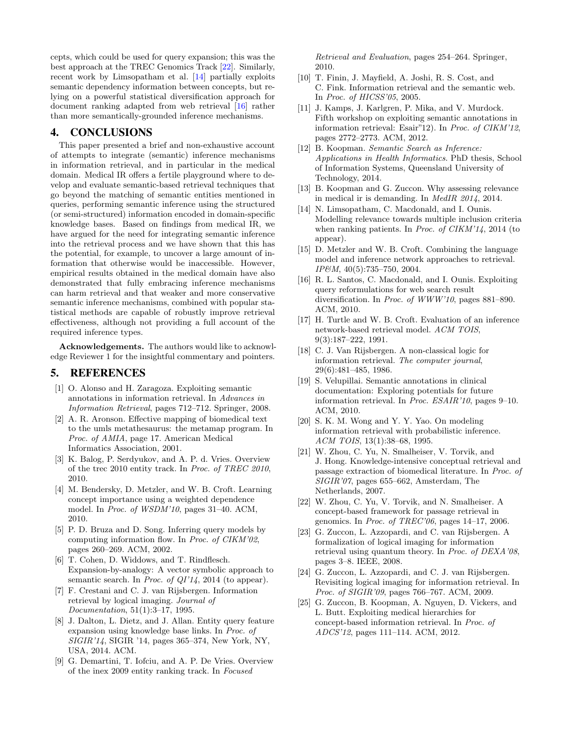cepts, which could be used for query expansion; this was the best approach at the TREC Genomics Track [22]. Similarly, recent work by Limsopatham et al. [14] partially exploits semantic dependency information between concepts, but relying on a powerful statistical diversification approach for document ranking adapted from web retrieval [16] rather than more semantically-grounded inference mechanisms.

## 4. CONCLUSIONS

This paper presented a brief and non-exhaustive account of attempts to integrate (semantic) inference mechanisms in information retrieval, and in particular in the medical domain. Medical IR offers a fertile playground where to develop and evaluate semantic-based retrieval techniques that go beyond the matching of semantic entities mentioned in queries, performing semantic inference using the structured (or semi-structured) information encoded in domain-specific knowledge bases. Based on findings from medical IR, we have argued for the need for integrating semantic inference into the retrieval process and we have shown that this has the potential, for example, to uncover a large amount of information that otherwise would be inaccessible. However, empirical results obtained in the medical domain have also demonstrated that fully embracing inference mechanisms can harm retrieval and that weaker and more conservative semantic inference mechanisms, combined with popular statistical methods are capable of robustly improve retrieval effectiveness, although not providing a full account of the required inference types.

**Acknowledgements.** The authors would like to acknowledge Reviewer 1 for the insightful commentary and pointers.

## 5. REFERENCES

[1] O. Alonso and H. Zaragoza. Exploiting semantic annotations in information retrieval. In *Advances in Information Retrieval*, pages 712–712. Springer, 2008.

[2] A. R. Aronson. Effective mapping of biomedical text to the umls metathesaurus: the metamap program. In *Proc. of AMIA*, page 17. American Medical Informatics Association, 2001.

[3] K. Balog, P. Serdyukov, and A. P. d. Vries. Overview of the trec 2010 entity track. In *Proc. of TREC 2010*, 2010.

[4] M. Bendersky, D. Metzler, and W. B. Croft. Learning concept importance using a weighted dependence model. In *Proc. of WSDM'10*, pages 31–40. ACM, 2010.

[5] P. D. Bruza and D. Song. Inferring query models by computing information flow. In *Proc. of CIKM'02*, pages 260–269. ACM, 2002.

[6] T. Cohen, D. Widdows, and T. Rindflesch. Expansion-by-analogy: A vector symbolic approach to semantic search. In *Proc. of QI'14*, 2014 (to appear).

[7] F. Crestani and C. J. van Rijsbergen. Information retrieval by logical imaging. *Journal of Documentation*, 51(1):3–17, 1995.

[8] J. Dalton, L. Dietz, and J. Allan. Entity query feature expansion using knowledge base links. In *Proc. of SIGIR'14*, SIGIR '14, pages 365–374, New York, NY, USA, 2014. ACM.

[9] G. Demartini, T. Iofciu, and A. P. De Vries. Overview of the inex 2009 entity ranking track. In *Focused Retrieval and Evaluation*, pages 254–264. Springer, 2010.

[10] T. Finin, J. Mayfield, A. Joshi, R. S. Cost, and C. Fink. Information retrieval and the semantic web. In *Proc. of HICSS'05*, 2005.

[11] J. Kamps, J. Karlgren, P. Mika, and V. Murdock. Fifth workshop on exploiting semantic annotations in information retrieval: Esair"12). In *Proc. of CIKM'12*, pages 2772–2773. ACM, 2012.

[12] B. Koopman. *Semantic Search as Inference: Applications in Health Informatics*. PhD thesis, School of Information Systems, Queensland University of Technology, 2014.

[13] B. Koopman and G. Zuccon. Why assessing relevance in medical ir is demanding. In *MedIR 2014*, 2014.

[14] N. Limsopatham, C. Macdonald, and I. Ounis. Modelling relevance towards multiple inclusion criteria when ranking patients. In *Proc. of CIKM'14*, 2014 (to appear).

[15] D. Metzler and W. B. Croft. Combining the language model and inference network approaches to retrieval. *IP&M*, 40(5):735–750, 2004.

[16] R. L. Santos, C. Macdonald, and I. Ounis. Exploiting query reformulations for web search result diversification. In *Proc. of WWW'10*, pages 881–890. ACM, 2010.

[17] H. Turtle and W. B. Croft. Evaluation of an inference network-based retrieval model. *ACM TOIS*, 9(3):187–222, 1991.

[18] C. J. Van Rijsbergen. A non-classical logic for information retrieval. *The computer journal*, 29(6):481–485, 1986.

[19] S. Velupillai. Semantic annotations in clinical documentation: Exploring potentials for future information retrieval. In *Proc. ESAIR'10*, pages 9–10. ACM, 2010.

[20] S. K. M. Wong and Y. Y. Yao. On modeling information retrieval with probabilistic inference. *ACM TOIS*, 13(1):38–68, 1995.

[21] W. Zhou, C. Yu, N. Smalheiser, V. Torvik, and J. Hong. Knowledge-intensive conceptual retrieval and passage extraction of biomedical literature. In *Proc. of SIGIR'07*, pages 655–662, Amsterdam, The Netherlands, 2007.

[22] W. Zhou, C. Yu, V. Torvik, and N. Smalheiser. A concept-based framework for passage retrieval in genomics. In *Proc. of TREC'06*, pages 14–17, 2006.

[23] G. Zuccon, L. Azzopardi, and C. van Rijsbergen. A formalization of logical imaging for information retrieval using quantum theory. In *Proc. of DEXA'08*, pages 3–8. IEEE, 2008.

[24] G. Zuccon, L. Azzopardi, and C. J. van Rijsbergen. Revisiting logical imaging for information retrieval. In *Proc. of SIGIR'09*, pages 766–767. ACM, 2009.

[25] G. Zuccon, B. Koopman, A. Nguyen, D. Vickers, and L. Butt. Exploiting medical hierarchies for concept-based information retrieval. In *Proc. of ADCS'12*, pages 111–114. ACM, 2012.